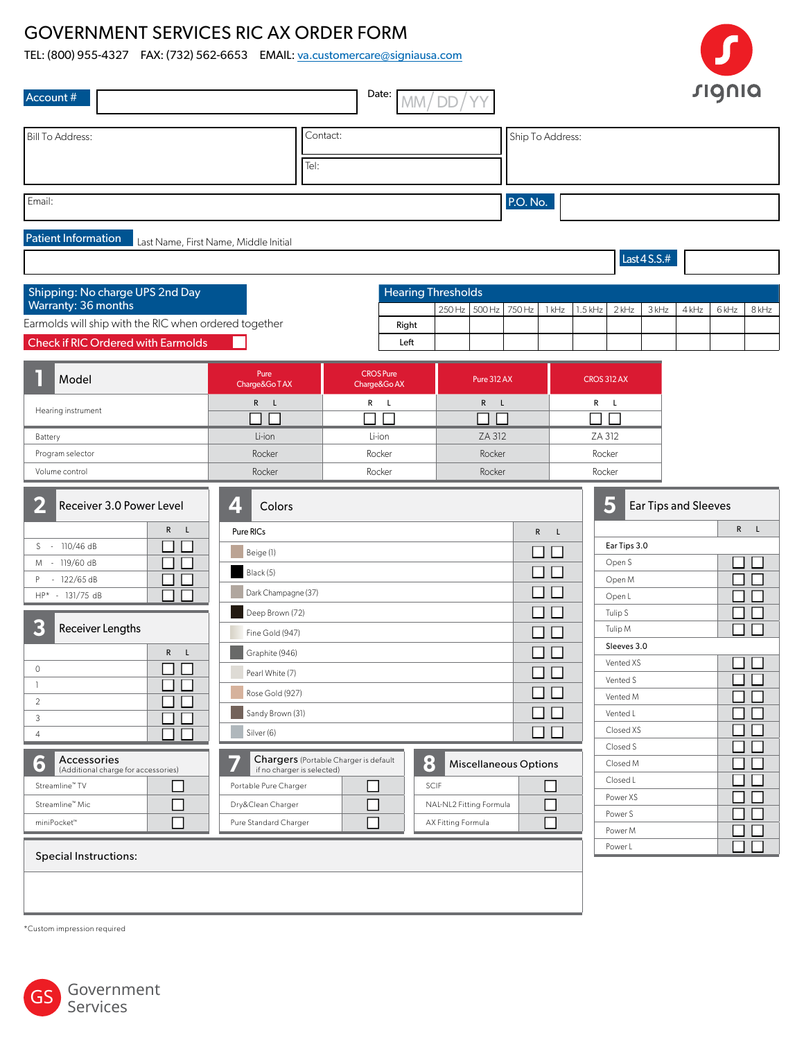# GOVERNMENT SERVICES RIC AX ORDER FORM

TEL: (800) 955-4327  FAX: (732) 562-6653  EMAIL: va.customercare@signiausa.com

signia

**Account #** ____________________  Date: MM/ DD/ YY

| Bill To Address: | Contact: | Ship To Address: |
|---|---|---|
| | Tel: | |

Email: ____________________  **P.O. No.** ____________________

**Patient Information** Last Name, First Name, Middle Initial ____________________  **Last 4 S.S.#** ________

**Shipping: No charge UPS 2nd Day**
**Warranty: 36 months**

Earmolds will ship with the RIC when ordered together

**Check if RIC Ordered with Earmolds** ☐

**Hearing Thresholds**

| | 250 Hz | 500 Hz | 750 Hz | 1 kHz | 1.5 kHz | 2 kHz | 3 kHz | 4 kHz | 6 kHz | 8 kHz |
|---|---|---|---|---|---|---|---|---|---|---|
| Right | | | | | | | | | | |
| Left | | | | | | | | | | |

## 1 Model

| Model | Pure Charge&Go T AX | CROS Pure Charge&Go AX | Pure 312 AX | CROS 312 AX |
|---|---|---|---|---|
| Hearing instrument | R ☐ L ☐ | R ☐ L ☐ | R ☐ L ☐ | R ☐ L ☐ |
| Battery | Li-ion | Li-ion | ZA 312 | ZA 312 |
| Program selector | Rocker | Rocker | Rocker | Rocker |
| Volume control | Rocker | Rocker | Rocker | Rocker |

## 2 Receiver 3.0 Power Level

| | R | L |
|---|---|---|
| S - 110/46 dB | ☐ | ☐ |
| M - 119/60 dB | ☐ | ☐ |
| P - 122/65 dB | ☐ | ☐ |
| HP* - 131/75 dB | ☐ | ☐ |

## 3 Receiver Lengths

| | R | L |
|---|---|---|
| 0 | ☐ | ☐ |
| 1 | ☐ | ☐ |
| 2 | ☐ | ☐ |
| 3 | ☐ | ☐ |
| 4 | ☐ | ☐ |

## 4 Colors

| Pure RICs | R | L |
|---|---|---|
| Beige (1) | ☐ | ☐ |
| Black (5) | ☐ | ☐ |
| Dark Champagne (37) | ☐ | ☐ |
| Deep Brown (72) | ☐ | ☐ |
| Fine Gold (947) | ☐ | ☐ |
| Graphite (946) | ☐ | ☐ |
| Pearl White (7) | ☐ | ☐ |
| Rose Gold (927) | ☐ | ☐ |
| Sandy Brown (31) | ☐ | ☐ |
| Silver (6) | ☐ | ☐ |

## 5 Ear Tips and Sleeves

| | R | L |
|---|---|---|
| **Ear Tips 3.0** | | |
| Open S | ☐ | ☐ |
| Open M | ☐ | ☐ |
| Open L | ☐ | ☐ |
| Tulip S | ☐ | ☐ |
| Tulip M | ☐ | ☐ |
| **Sleeves 3.0** | | |
| Vented XS | ☐ | ☐ |
| Vented S | ☐ | ☐ |
| Vented M | ☐ | ☐ |
| Vented L | ☐ | ☐ |
| Closed XS | ☐ | ☐ |
| Closed S | ☐ | ☐ |
| Closed M | ☐ | ☐ |
| Closed L | ☐ | ☐ |
| Power XS | ☐ | ☐ |
| Power S | ☐ | ☐ |
| Power M | ☐ | ☐ |
| Power L | ☐ | ☐ |

## 6 Accessories
(Additional charge for accessories)

| | |
|---|---|
| Streamline™ TV | ☐ |
| Streamline™ Mic | ☐ |
| miniPocket™ | ☐ |

## 7 Chargers
(Portable Charger is default if no charger is selected)

| | |
|---|---|
| Portable Pure Charger | ☐ |
| Dry&Clean Charger | ☐ |
| Pure Standard Charger | ☐ |

## 8 Miscellaneous Options

| | |
|---|---|
| SCIF | ☐ |
| NAL-NL2 Fitting Formula | ☐ |
| AX Fitting Formula | ☐ |

**Special Instructions:**

*Custom impression required

GS Government Services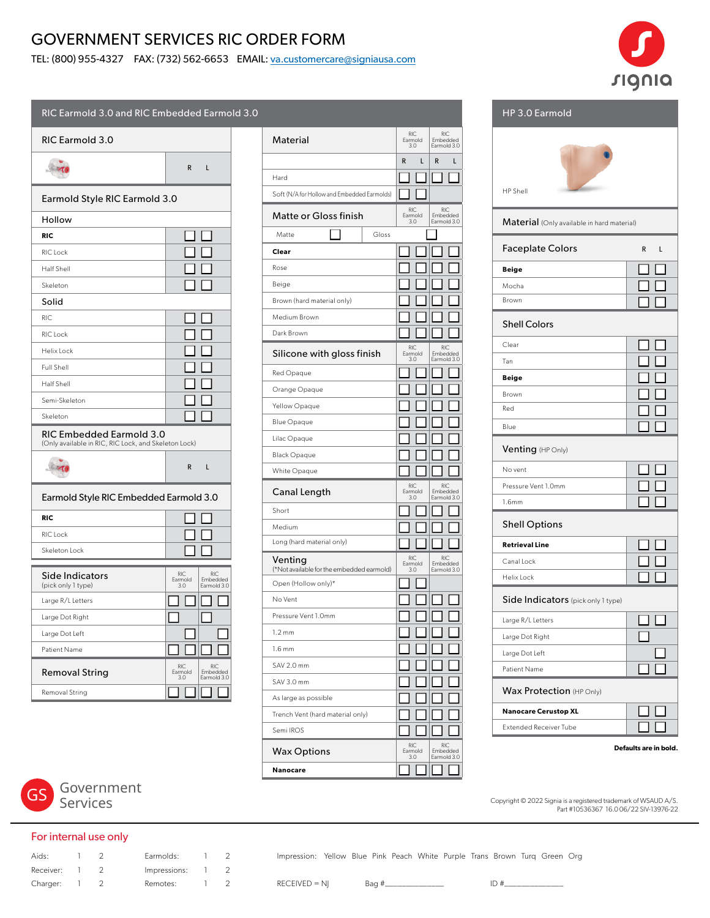# GOVERNMENT SERVICES RIC ORDER FORM

TEL: (800) 955-4327  FAX: (732) 562-6653  EMAIL: va.customercare@signiausa.com

signia

## RIC Earmold 3.0 and RIC Embedded Earmold 3.0

### RIC Earmold 3.0

| | R | L |
|---|---|---|
| **Earmold Style RIC Earmold 3.0** | | |
| **Hollow** | | |
| **RIC** | ☐ | ☐ |
| RIC Lock | ☐ | ☐ |
| Half Shell | ☐ | ☐ |
| Skeleton | ☐ | ☐ |
| **Solid** | | |
| RIC | ☐ | ☐ |
| RIC Lock | ☐ | ☐ |
| Helix Lock | ☐ | ☐ |
| Full Shell | ☐ | ☐ |
| Half Shell | ☐ | ☐ |
| Semi-Skeleton | ☐ | ☐ |
| Skeleton | ☐ | ☐ |

### RIC Embedded Earmold 3.0
(Only available in RIC, RIC Lock, and Skeleton Lock)

| | R | L |
|---|---|---|
| **Earmold Style RIC Embedded Earmold 3.0** | | |
| **RIC** | ☐ | ☐ |
| RIC Lock | ☐ | ☐ |
| Skeleton Lock | ☐ | ☐ |

### Side Indicators (pick only 1 type)

| | RIC Earmold 3.0 R | RIC Earmold 3.0 L | RIC Embedded Earmold 3.0 R | RIC Embedded Earmold 3.0 L |
|---|---|---|---|---|
| Large R/L Letters | ☐ | ☐ | ☐ | ☐ |
| Large Dot Right | ☐ | | ☐ | |
| Large Dot Left | | ☐ | | ☐ |
| Patient Name | ☐ | ☐ | ☐ | ☐ |

### Removal String

| | RIC Earmold 3.0 R | RIC Earmold 3.0 L | RIC Embedded Earmold 3.0 R | RIC Embedded Earmold 3.0 L |
|---|---|---|---|---|
| Removal String | ☐ | ☐ | ☐ | ☐ |

### Material

| | RIC Earmold 3.0 R | RIC Earmold 3.0 L | RIC Embedded Earmold 3.0 R | RIC Embedded Earmold 3.0 L |
|---|---|---|---|---|
| Hard | ☐ | ☐ | ☐ | ☐ |
| Soft (N/A for Hollow and Embedded Earmolds) | ☐ | ☐ | | |

### Matte or Gloss finish

Matte ☐  Gloss ☐

| | RIC Earmold 3.0 R | RIC Earmold 3.0 L | RIC Embedded Earmold 3.0 R | RIC Embedded Earmold 3.0 L |
|---|---|---|---|---|
| **Clear** | ☐ | ☐ | ☐ | ☐ |
| Rose | ☐ | ☐ | ☐ | ☐ |
| Beige | ☐ | ☐ | ☐ | ☐ |
| Brown (hard material only) | ☐ | ☐ | ☐ | ☐ |
| Medium Brown | ☐ | ☐ | ☐ | ☐ |
| Dark Brown | ☐ | ☐ | ☐ | ☐ |

### Silicone with gloss finish

| | RIC Earmold 3.0 R | RIC Earmold 3.0 L | RIC Embedded Earmold 3.0 R | RIC Embedded Earmold 3.0 L |
|---|---|---|---|---|
| Red Opaque | ☐ | ☐ | ☐ | ☐ |
| Orange Opaque | ☐ | ☐ | ☐ | ☐ |
| Yellow Opaque | ☐ | ☐ | ☐ | ☐ |
| Blue Opaque | ☐ | ☐ | ☐ | ☐ |
| Lilac Opaque | ☐ | ☐ | ☐ | ☐ |
| Black Opaque | ☐ | ☐ | ☐ | ☐ |
| White Opaque | ☐ | ☐ | ☐ | ☐ |

### Canal Length

| | RIC Earmold 3.0 R | RIC Earmold 3.0 L | RIC Embedded Earmold 3.0 R | RIC Embedded Earmold 3.0 L |
|---|---|---|---|---|
| Short | ☐ | ☐ | ☐ | ☐ |
| Medium | ☐ | ☐ | ☐ | ☐ |
| Long (hard material only) | ☐ | ☐ | ☐ | ☐ |

### Venting
(*Not available for the embedded earmold)

| | RIC Earmold 3.0 R | RIC Earmold 3.0 L | RIC Embedded Earmold 3.0 R | RIC Embedded Earmold 3.0 L |
|---|---|---|---|---|
| Open (Hollow only)* | ☐ | ☐ | | |
| No Vent | ☐ | ☐ | ☐ | ☐ |
| Pressure Vent 1.0mm | ☐ | ☐ | ☐ | ☐ |
| 1.2 mm | ☐ | ☐ | ☐ | ☐ |
| 1.6 mm | ☐ | ☐ | ☐ | ☐ |
| SAV 2.0 mm | ☐ | ☐ | ☐ | ☐ |
| SAV 3.0 mm | ☐ | ☐ | ☐ | ☐ |
| As large as possible | ☐ | ☐ | ☐ | ☐ |
| Trench Vent (hard material only) | ☐ | ☐ | ☐ | ☐ |
| Semi IROS | ☐ | ☐ | ☐ | ☐ |

### Wax Options

| | RIC Earmold 3.0 R | RIC Earmold 3.0 L | RIC Embedded Earmold 3.0 R | RIC Embedded Earmold 3.0 L |
|---|---|---|---|---|
| **Nanocare** | ☐ | ☐ | ☐ | ☐ |

## HP 3.0 Earmold

HP Shell

### Material (Only available in hard material)

### Faceplate Colors

| | R | L |
|---|---|---|
| **Beige** | ☐ | ☐ |
| Mocha | ☐ | ☐ |
| Brown | ☐ | ☐ |

### Shell Colors

| | R | L |
|---|---|---|
| Clear | ☐ | ☐ |
| Tan | ☐ | ☐ |
| **Beige** | ☐ | ☐ |
| Brown | ☐ | ☐ |
| Red | ☐ | ☐ |
| Blue | ☐ | ☐ |

### Venting (HP Only)

| | R | L |
|---|---|---|
| No vent | ☐ | ☐ |
| Pressure Vent 1.0mm | ☐ | ☐ |
| 1.6mm | ☐ | ☐ |

### Shell Options

| | R | L |
|---|---|---|
| **Retrieval Line** | ☐ | ☐ |
| Canal Lock | ☐ | ☐ |
| Helix Lock | ☐ | ☐ |

### Side Indicators (pick only 1 type)

| | R | L |
|---|---|---|
| Large R/L Letters | ☐ | ☐ |
| Large Dot Right | ☐ | |
| Large Dot Left | | ☐ |
| Patient Name | ☐ | ☐ |

### Wax Protection (HP Only)

| | R | L |
|---|---|---|
| **Nanocare Cerustop XL** | ☐ | ☐ |
| Extended Receiver Tube | ☐ | ☐ |

**Defaults are in bold.**

GS Government Services

Copyright © 2022 Signia is a registered trademark of WSAUD A/S.
Part #10536367 16.0 06/22 SIV-13976-22

## For internal use only

| | | | | | |
|---|---|---|---|---|---|
| Aids: | 1 2 | Earmolds: | 1 2 | Impression: | Yellow Blue Pink Peach White Purple Trans Brown Turq Green Org |
| Receiver: | 1 2 | Impressions: | 1 2 | | |
| Charger: | 1 2 | Remotes: | 1 2 | RECEIVED = NJ | Bag #______________ ID #______________ |